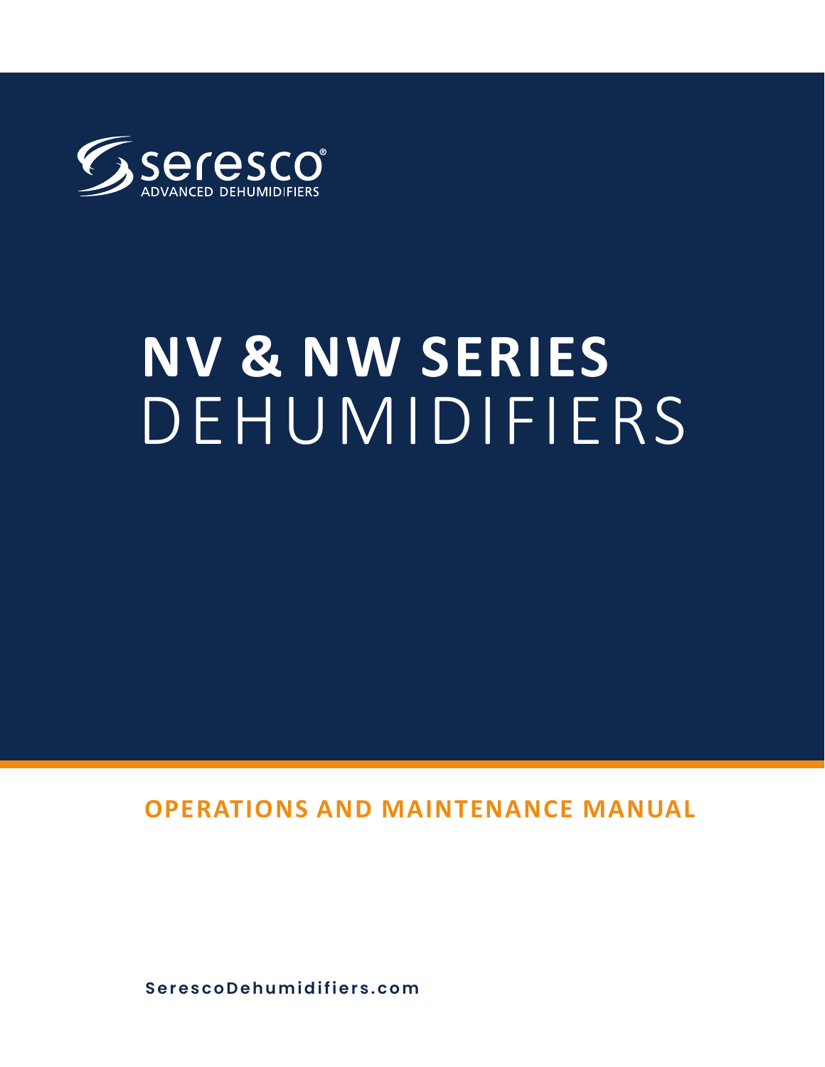seresco®
ADVANCED DEHUMIDIFIERS

# NV & NW SERIES DEHUMIDIFIERS

## OPERATIONS AND MAINTENANCE MANUAL

SerescoDehumidifiers.com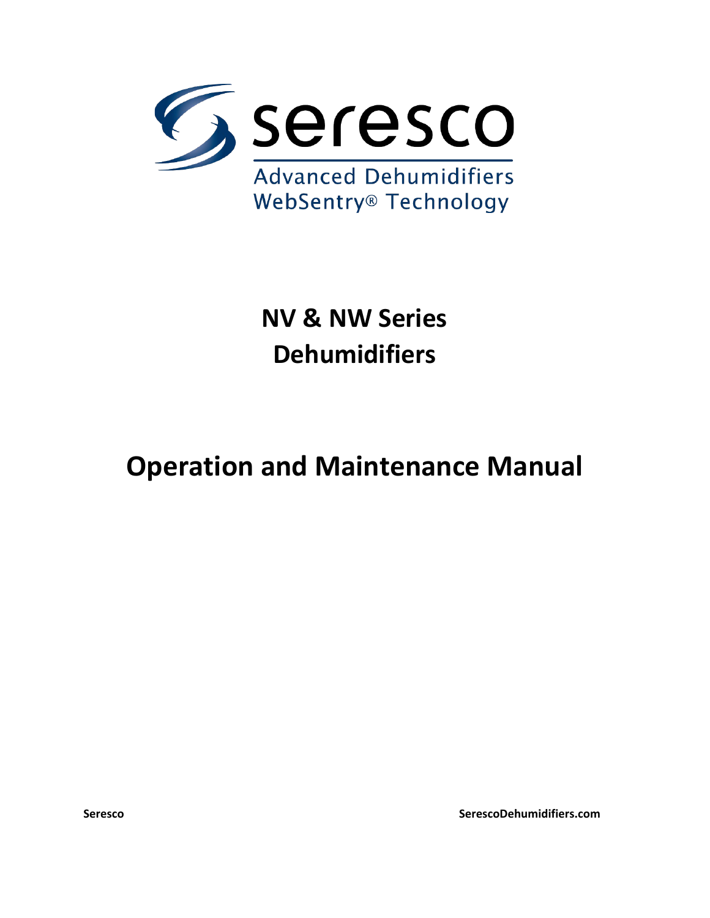# seresco

Advanced Dehumidifiers
WebSentry® Technology

# NV & NW Series Dehumidifiers

# Operation and Maintenance Manual

**Seresco** **SerescoDehumidifiers.com**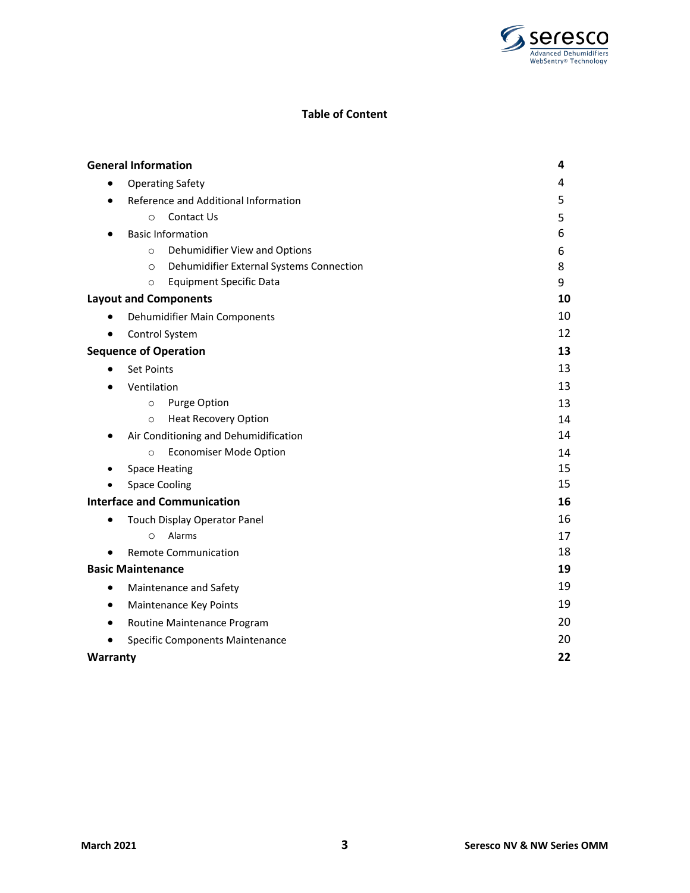# Table of Content

| | |
|---|---|
| **General Information** | **4** |
| • Operating Safety | 4 |
| • Reference and Additional Information | 5 |
| ○ Contact Us | 5 |
| • Basic Information | 6 |
| ○ Dehumidifier View and Options | 6 |
| ○ Dehumidifier External Systems Connection | 8 |
| ○ Equipment Specific Data | 9 |
| **Layout and Components** | **10** |
| • Dehumidifier Main Components | 10 |
| • Control System | 12 |
| **Sequence of Operation** | **13** |
| • Set Points | 13 |
| • Ventilation | 13 |
| ○ Purge Option | 13 |
| ○ Heat Recovery Option | 14 |
| • Air Conditioning and Dehumidification | 14 |
| ○ Economiser Mode Option | 14 |
| • Space Heating | 15 |
| • Space Cooling | 15 |
| **Interface and Communication** | **16** |
| • Touch Display Operator Panel | 16 |
| ○ Alarms | 17 |
| • Remote Communication | 18 |
| **Basic Maintenance** | **19** |
| • Maintenance and Safety | 19 |
| • Maintenance Key Points | 19 |
| • Routine Maintenance Program | 20 |
| • Specific Components Maintenance | 20 |
| **Warranty** | **22** |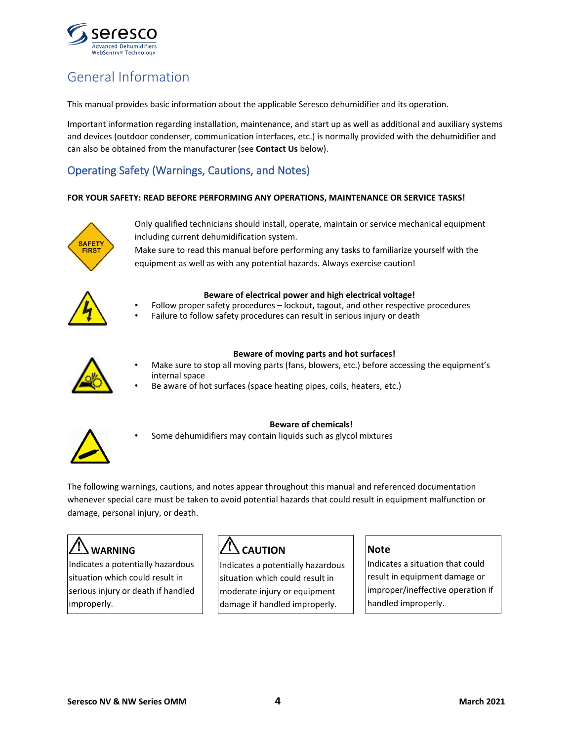# General Information

This manual provides basic information about the applicable Seresco dehumidifier and its operation.

Important information regarding installation, maintenance, and start up as well as additional and auxiliary systems and devices (outdoor condenser, communication interfaces, etc.) is normally provided with the dehumidifier and can also be obtained from the manufacturer (see **Contact Us** below).

## Operating Safety (Warnings, Cautions, and Notes)

**FOR YOUR SAFETY: READ BEFORE PERFORMING ANY OPERATIONS, MAINTENANCE OR SERVICE TASKS!**

Only qualified technicians should install, operate, maintain or service mechanical equipment including current dehumidification system.
Make sure to read this manual before performing any tasks to familiarize yourself with the equipment as well as with any potential hazards. Always exercise caution!

**Beware of electrical power and high electrical voltage!**

- Follow proper safety procedures – lockout, tagout, and other respective procedures
- Failure to follow safety procedures can result in serious injury or death

**Beware of moving parts and hot surfaces!**

- Make sure to stop all moving parts (fans, blowers, etc.) before accessing the equipment's internal space
- Be aware of hot surfaces (space heating pipes, coils, heaters, etc.)

**Beware of chemicals!**

- Some dehumidifiers may contain liquids such as glycol mixtures

The following warnings, cautions, and notes appear throughout this manual and referenced documentation whenever special care must be taken to avoid potential hazards that could result in equipment malfunction or damage, personal injury, or death.

| ⚠ WARNING | ⚠ CAUTION | Note |
|---|---|---|
| Indicates a potentially hazardous situation which could result in serious injury or death if handled improperly. | Indicates a potentially hazardous situation which could result in moderate injury or equipment damage if handled improperly. | Indicates a situation that could result in equipment damage or improper/ineffective operation if handled improperly. |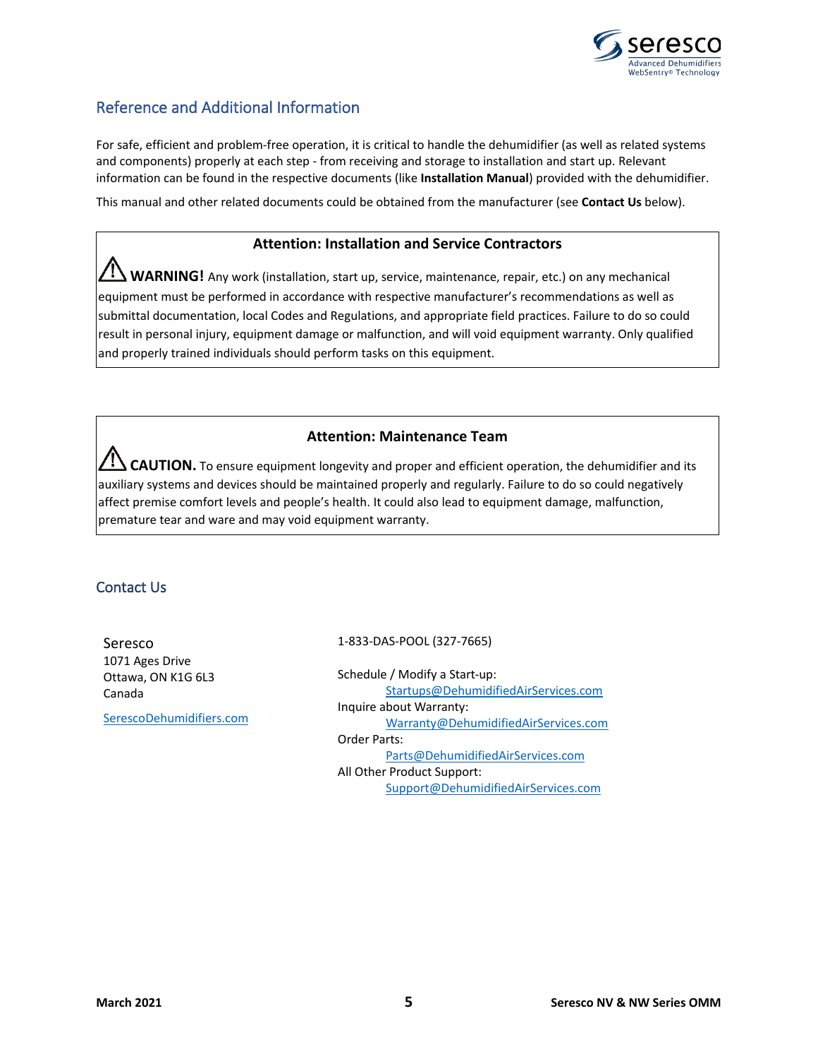## Reference and Additional Information

For safe, efficient and problem-free operation, it is critical to handle the dehumidifier (as well as related systems and components) properly at each step - from receiving and storage to installation and start up. Relevant information can be found in the respective documents (like **Installation Manual**) provided with the dehumidifier.

This manual and other related documents could be obtained from the manufacturer (see **Contact Us** below).

> **Attention: Installation and Service Contractors**
>
> ⚠ **WARNING!** Any work (installation, start up, service, maintenance, repair, etc.) on any mechanical equipment must be performed in accordance with respective manufacturer's recommendations as well as submittal documentation, local Codes and Regulations, and appropriate field practices. Failure to do so could result in personal injury, equipment damage or malfunction, and will void equipment warranty. Only qualified and properly trained individuals should perform tasks on this equipment.

> **Attention: Maintenance Team**
>
> ⚠ **CAUTION.** To ensure equipment longevity and proper and efficient operation, the dehumidifier and its auxiliary systems and devices should be maintained properly and regularly. Failure to do so could negatively affect premise comfort levels and people's health. It could also lead to equipment damage, malfunction, premature tear and ware and may void equipment warranty.

## Contact Us

Seresco
1071 Ages Drive
Ottawa, ON K1G 6L3
Canada

SerescoDehumidifiers.com

1-833-DAS-POOL (327-7665)

Schedule / Modify a Start-up:
Startups@DehumidifiedAirServices.com

Inquire about Warranty:
Warranty@DehumidifiedAirServices.com

Order Parts:
Parts@DehumidifiedAirServices.com

All Other Product Support:
Support@DehumidifiedAirServices.com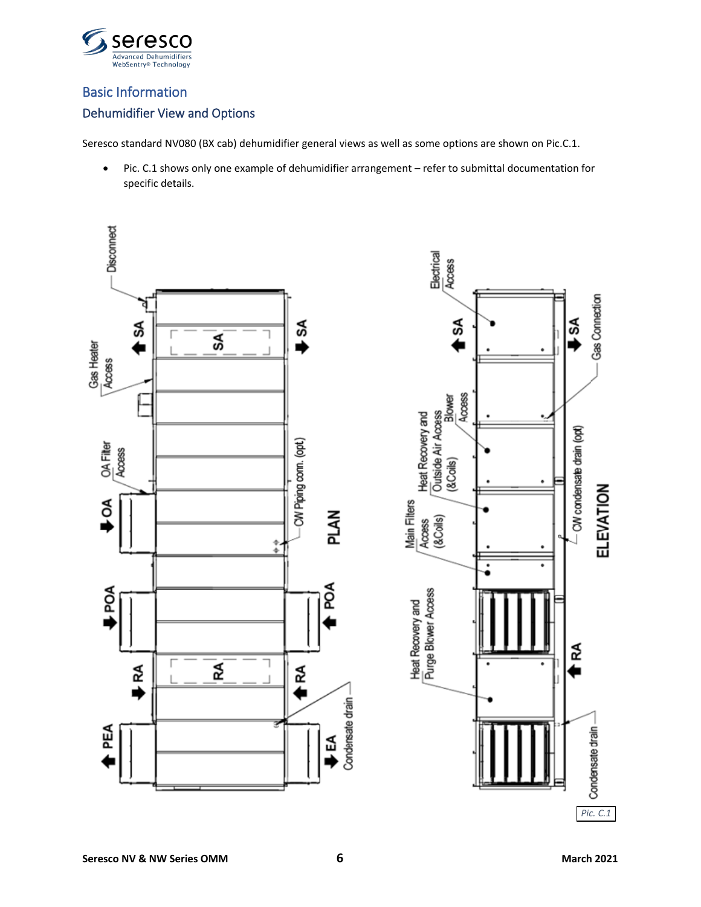## Basic Information

## Dehumidifier View and Options

Seresco standard NV080 (BX cab) dehumidifier general views as well as some options are shown on Pic.C.1.

- Pic. C.1 shows only one example of dehumidifier arrangement – refer to submittal documentation for specific details.

Disconnect

Gas Heater Access

OA Filter Access

SA

SA

SA

OA

POA

POA

RA

RA

RA

PEA

EA

CW Piping conn. (opt.)

Condensate drain

PLAN

Electrical Access

Heat Recovery and Outside Air Access (&Coils)

Blower Access

Main Filters Access (&Coils)

Heat Recovery and Purge Blower Access

Gas Connection

CW condensate drain (opt)

Condensate drain

ELEVATION

*Pic. C.1*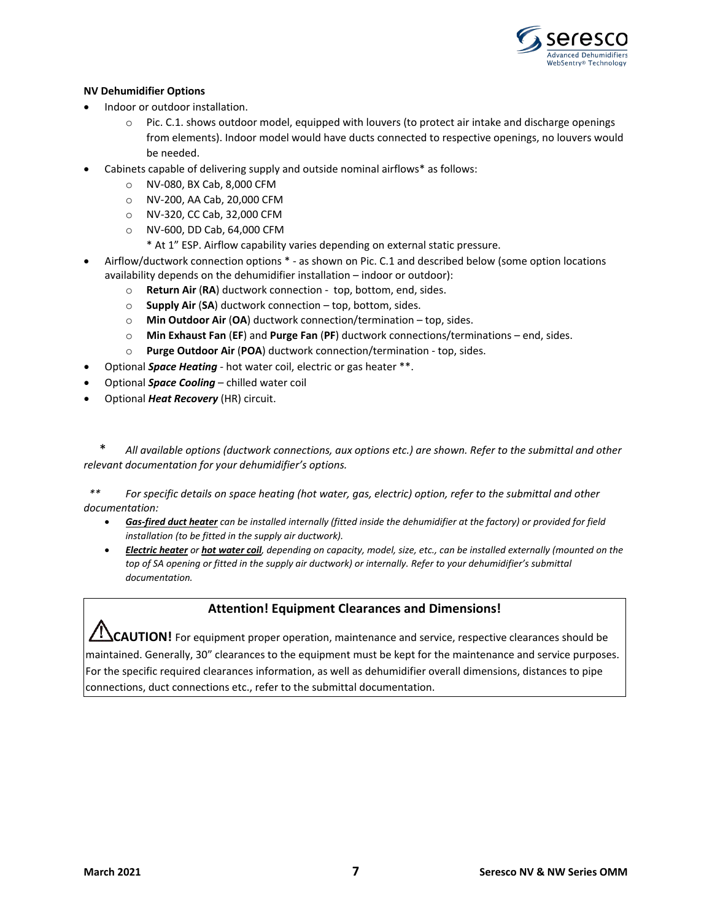**NV Dehumidifier Options**

- Indoor or outdoor installation.
  - Pic. C.1. shows outdoor model, equipped with louvers (to protect air intake and discharge openings from elements). Indoor model would have ducts connected to respective openings, no louvers would be needed.
- Cabinets capable of delivering supply and outside nominal airflows* as follows:
  - NV-080, BX Cab, 8,000 CFM
  - NV-200, AA Cab, 20,000 CFM
  - NV-320, CC Cab, 32,000 CFM
  - NV-600, DD Cab, 64,000 CFM

    * At 1" ESP. Airflow capability varies depending on external static pressure.
- Airflow/ductwork connection options * - as shown on Pic. C.1 and described below (some option locations availability depends on the dehumidifier installation – indoor or outdoor):
  - **Return Air** (**RA**) ductwork connection - top, bottom, end, sides.
  - **Supply Air** (**SA**) ductwork connection – top, bottom, sides.
  - **Min Outdoor Air** (**OA**) ductwork connection/termination – top, sides.
  - **Min Exhaust Fan** (**EF**) and **Purge Fan** (**PF**) ductwork connections/terminations – end, sides.
  - **Purge Outdoor Air** (**POA**) ductwork connection/termination - top, sides.
- Optional ***Space Heating*** - hot water coil, electric or gas heater **.
- Optional ***Space Cooling*** – chilled water coil
- Optional ***Heat Recovery*** (HR) circuit.

\* *All available options (ductwork connections, aux options etc.) are shown. Refer to the submittal and other relevant documentation for your dehumidifier's options.*

\*\* *For specific details on space heating (hot water, gas, electric) option, refer to the submittal and other documentation:*

- ***Gas-fired duct heater*** *can be installed internally (fitted inside the dehumidifier at the factory) or provided for field installation (to be fitted in the supply air ductwork).*
- ***Electric heater*** *or* ***hot water coil****, depending on capacity, model, size, etc., can be installed externally (mounted on the top of SA opening or fitted in the supply air ductwork) or internally. Refer to your dehumidifier's submittal documentation.*

**Attention! Equipment Clearances and Dimensions!**

⚠**CAUTION!** For equipment proper operation, maintenance and service, respective clearances should be maintained. Generally, 30" clearances to the equipment must be kept for the maintenance and service purposes. For the specific required clearances information, as well as dehumidifier overall dimensions, distances to pipe connections, duct connections etc., refer to the submittal documentation.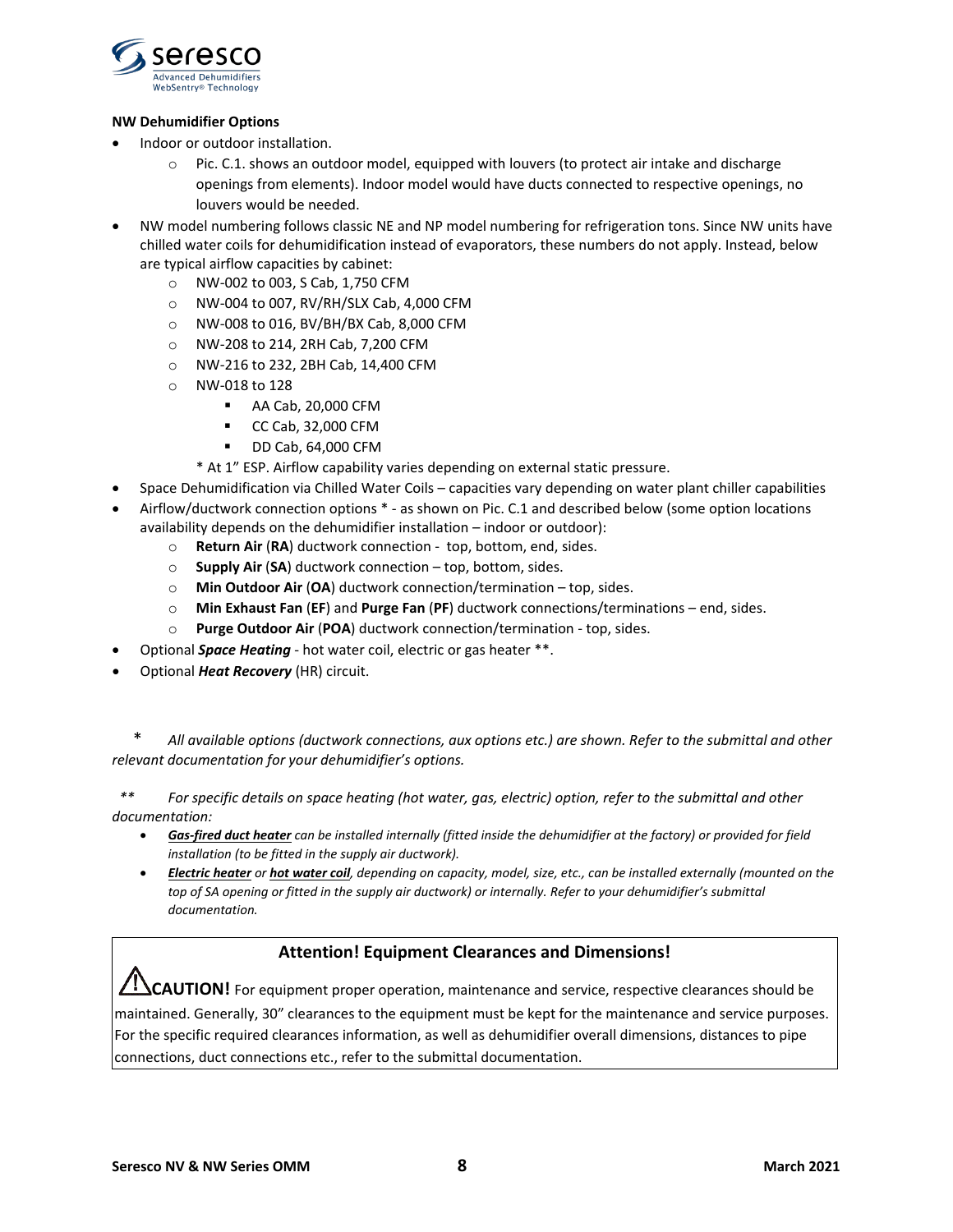**NW Dehumidifier Options**

- Indoor or outdoor installation.
  - Pic. C.1. shows an outdoor model, equipped with louvers (to protect air intake and discharge openings from elements). Indoor model would have ducts connected to respective openings, no louvers would be needed.
- NW model numbering follows classic NE and NP model numbering for refrigeration tons. Since NW units have chilled water coils for dehumidification instead of evaporators, these numbers do not apply. Instead, below are typical airflow capacities by cabinet:
  - NW-002 to 003, S Cab, 1,750 CFM
  - NW-004 to 007, RV/RH/SLX Cab, 4,000 CFM
  - NW-008 to 016, BV/BH/BX Cab, 8,000 CFM
  - NW-208 to 214, 2RH Cab, 7,200 CFM
  - NW-216 to 232, 2BH Cab, 14,400 CFM
  - NW-018 to 128
    - AA Cab, 20,000 CFM
    - CC Cab, 32,000 CFM
    - DD Cab, 64,000 CFM

  * At 1" ESP. Airflow capability varies depending on external static pressure.
- Space Dehumidification via Chilled Water Coils – capacities vary depending on water plant chiller capabilities
- Airflow/ductwork connection options * - as shown on Pic. C.1 and described below (some option locations availability depends on the dehumidifier installation – indoor or outdoor):
  - **Return Air** (**RA**) ductwork connection - top, bottom, end, sides.
  - **Supply Air** (**SA**) ductwork connection – top, bottom, sides.
  - **Min Outdoor Air** (**OA**) ductwork connection/termination – top, sides.
  - **Min Exhaust Fan** (**EF**) and **Purge Fan** (**PF**) ductwork connections/terminations – end, sides.
  - **Purge Outdoor Air** (**POA**) ductwork connection/termination - top, sides.
- Optional ***Space Heating*** - hot water coil, electric or gas heater **.
- Optional ***Heat Recovery*** (HR) circuit.

\* *All available options (ductwork connections, aux options etc.) are shown. Refer to the submittal and other relevant documentation for your dehumidifier's options.*

\** *For specific details on space heating (hot water, gas, electric) option, refer to the submittal and other documentation:*

- ***Gas-fired duct heater*** *can be installed internally (fitted inside the dehumidifier at the factory) or provided for field installation (to be fitted in the supply air ductwork).*
- ***Electric heater*** *or* ***hot water coil****, depending on capacity, model, size, etc., can be installed externally (mounted on the top of SA opening or fitted in the supply air ductwork) or internally. Refer to your dehumidifier's submittal documentation.*

**Attention! Equipment Clearances and Dimensions!**

⚠**CAUTION!** For equipment proper operation, maintenance and service, respective clearances should be maintained. Generally, 30" clearances to the equipment must be kept for the maintenance and service purposes. For the specific required clearances information, as well as dehumidifier overall dimensions, distances to pipe connections, duct connections etc., refer to the submittal documentation.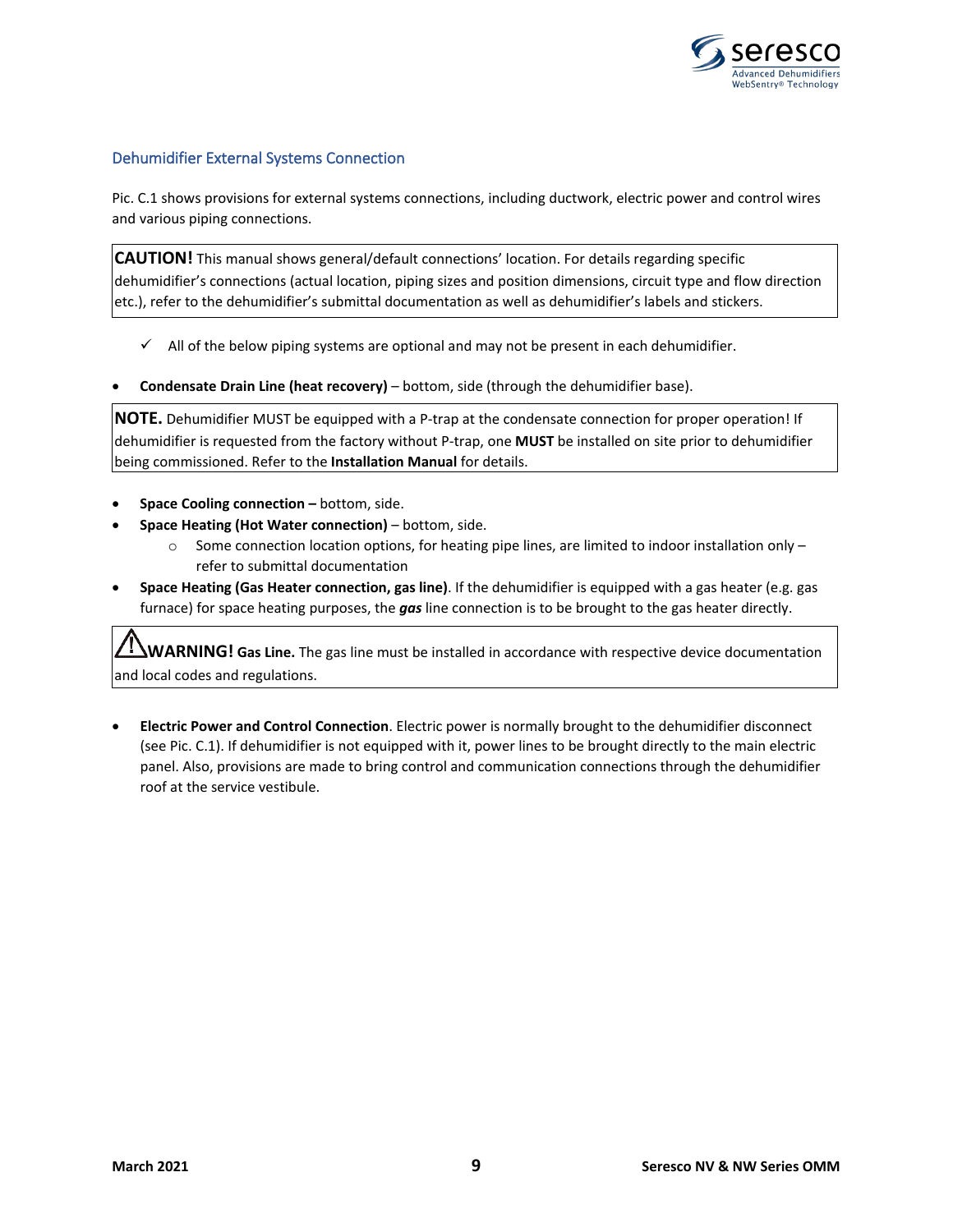## Dehumidifier External Systems Connection

Pic. C.1 shows provisions for external systems connections, including ductwork, electric power and control wires and various piping connections.

> **CAUTION!** This manual shows general/default connections' location. For details regarding specific dehumidifier's connections (actual location, piping sizes and position dimensions, circuit type and flow direction etc.), refer to the dehumidifier's submittal documentation as well as dehumidifier's labels and stickers.

- ✓ All of the below piping systems are optional and may not be present in each dehumidifier.

- **Condensate Drain Line (heat recovery)** – bottom, side (through the dehumidifier base).

> **NOTE.** Dehumidifier MUST be equipped with a P-trap at the condensate connection for proper operation! If dehumidifier is requested from the factory without P-trap, one **MUST** be installed on site prior to dehumidifier being commissioned. Refer to the **Installation Manual** for details.

- **Space Cooling connection –** bottom, side.
- **Space Heating (Hot Water connection)** – bottom, side.
  - Some connection location options, for heating pipe lines, are limited to indoor installation only – refer to submittal documentation
- **Space Heating (Gas Heater connection, gas line)**. If the dehumidifier is equipped with a gas heater (e.g. gas furnace) for space heating purposes, the ***gas*** line connection is to be brought to the gas heater directly.

> ⚠ **WARNING! Gas Line.** The gas line must be installed in accordance with respective device documentation and local codes and regulations.

- **Electric Power and Control Connection**. Electric power is normally brought to the dehumidifier disconnect (see Pic. C.1). If dehumidifier is not equipped with it, power lines to be brought directly to the main electric panel. Also, provisions are made to bring control and communication connections through the dehumidifier roof at the service vestibule.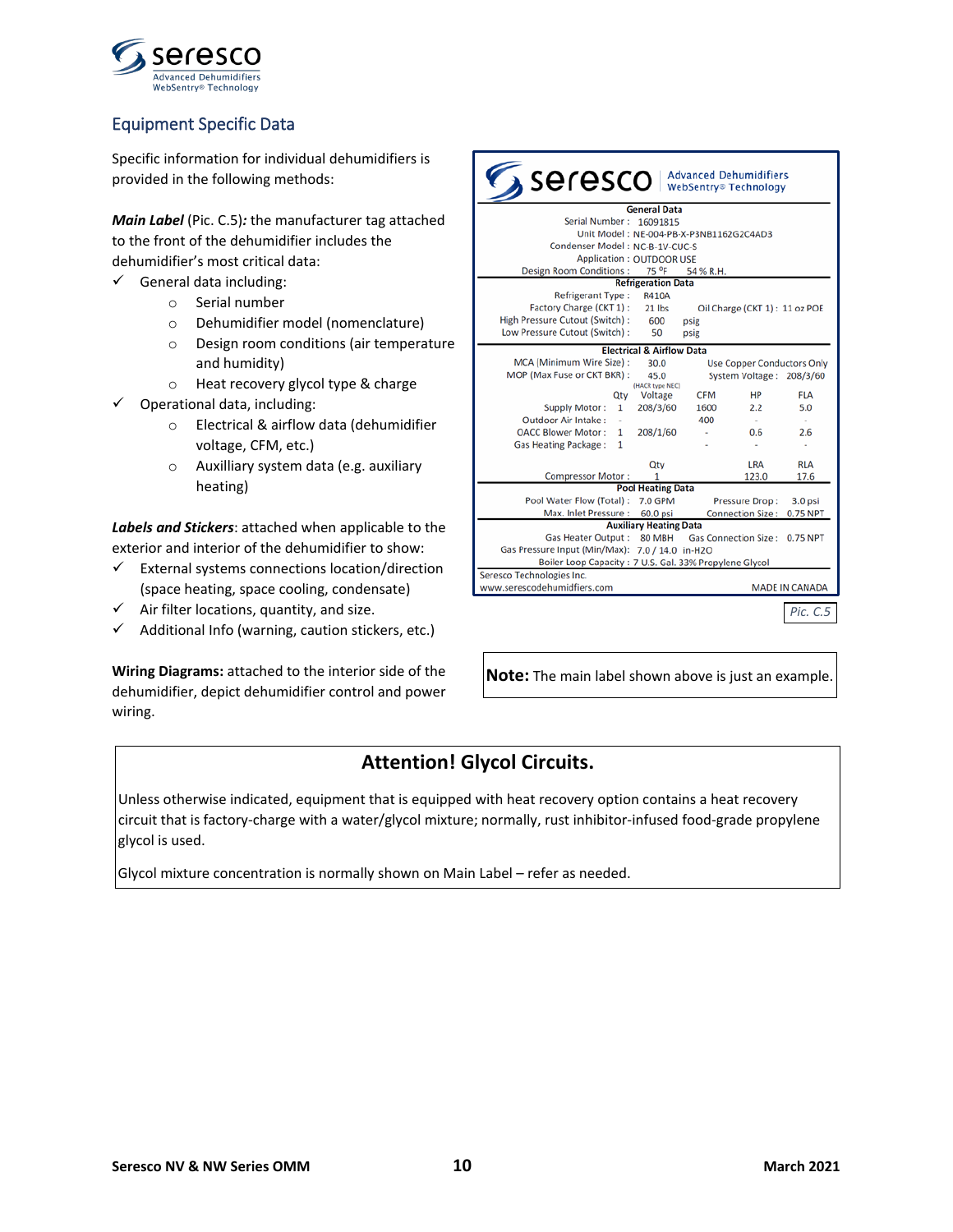## Equipment Specific Data

Specific information for individual dehumidifiers is provided in the following methods:

***Main Label*** (Pic. C.5)***:*** the manufacturer tag attached to the front of the dehumidifier includes the dehumidifier's most critical data:

- ✓ General data including:
  - Serial number
  - Dehumidifier model (nomenclature)
  - Design room conditions (air temperature and humidity)
  - Heat recovery glycol type & charge
- ✓ Operational data, including:
  - Electrical & airflow data (dehumidifier voltage, CFM, etc.)
  - Auxillary system data (e.g. auxiliary heating)

***Labels and Stickers***: attached when applicable to the exterior and interior of the dehumidifier to show:

- ✓ External systems connections location/direction (space heating, space cooling, condensate)
- ✓ Air filter locations, quantity, and size.
- ✓ Additional Info (warning, caution stickers, etc.)

**Wiring Diagrams:** attached to the interior side of the dehumidifier, depict dehumidifier control and power wiring.

seresco — Advanced Dehumidifiers WebSentry® Technology

**General Data**

Serial Number : 16091815
Unit Model : NE-004-PB-X-P3NB1162G2C4AD3
Condenser Model : NC-B-1V-CUC-S
Application : OUTDOOR USE
Design Room Conditions : 75 °F 54 % R.H.

**Refrigeration Data**

Refrigerant Type : R410A
Factory Charge (CKT 1) : 21 lbs — Oil Charge (CKT 1) : 11 oz POE
High Pressure Cutout (Switch) : 600 psig
Low Pressure Cutout (Switch) : 50 psig

**Electrical & Airflow Data**

MCA (Minimum Wire Size) : 30.0 — Use Copper Conductors Only
MOP (Max Fuse or CKT BKR) : 45.0 (HACR type NEC) — System Voltage : 208/3/60

| | Qty | Voltage | CFM | HP | FLA |
|---|---|---|---|---|---|
| Supply Motor : | 1 | 208/3/60 | 1600 | 2.2 | 5.0 |
| Outdoor Air Intake : | - | | 400 | - | - |
| OACC Blower Motor : | 1 | 208/1/60 | - | 0.6 | 2.6 |
| Gas Heating Package : | 1 | | - | - | - |

| | Qty | LRA | RLA |
|---|---|---|---|
| Compressor Motor : | 1 | 123.0 | 17.6 |

**Pool Heating Data**

Pool Water Flow (Total) : 7.0 GPM — Pressure Drop : 3.0 psi
Max. Inlet Pressure : 60.0 psi — Connection Size : 0.75 NPT

**Auxiliary Heating Data**

Gas Heater Output : 80 MBH — Gas Connection Size : 0.75 NPT
Gas Pressure Input (Min/Max): 7.0 / 14.0 in-H2O
Boiler Loop Capacity : 7 U.S. Gal. 33% Propylene Glycol

Seresco Technologies Inc.
www.serescodehumidifiers.com — MADE IN CANADA

*Pic. C.5*

**Note:** The main label shown above is just an example.

### Attention! Glycol Circuits.

Unless otherwise indicated, equipment that is equipped with heat recovery option contains a heat recovery circuit that is factory-charge with a water/glycol mixture; normally, rust inhibitor-infused food-grade propylene glycol is used.

Glycol mixture concentration is normally shown on Main Label – refer as needed.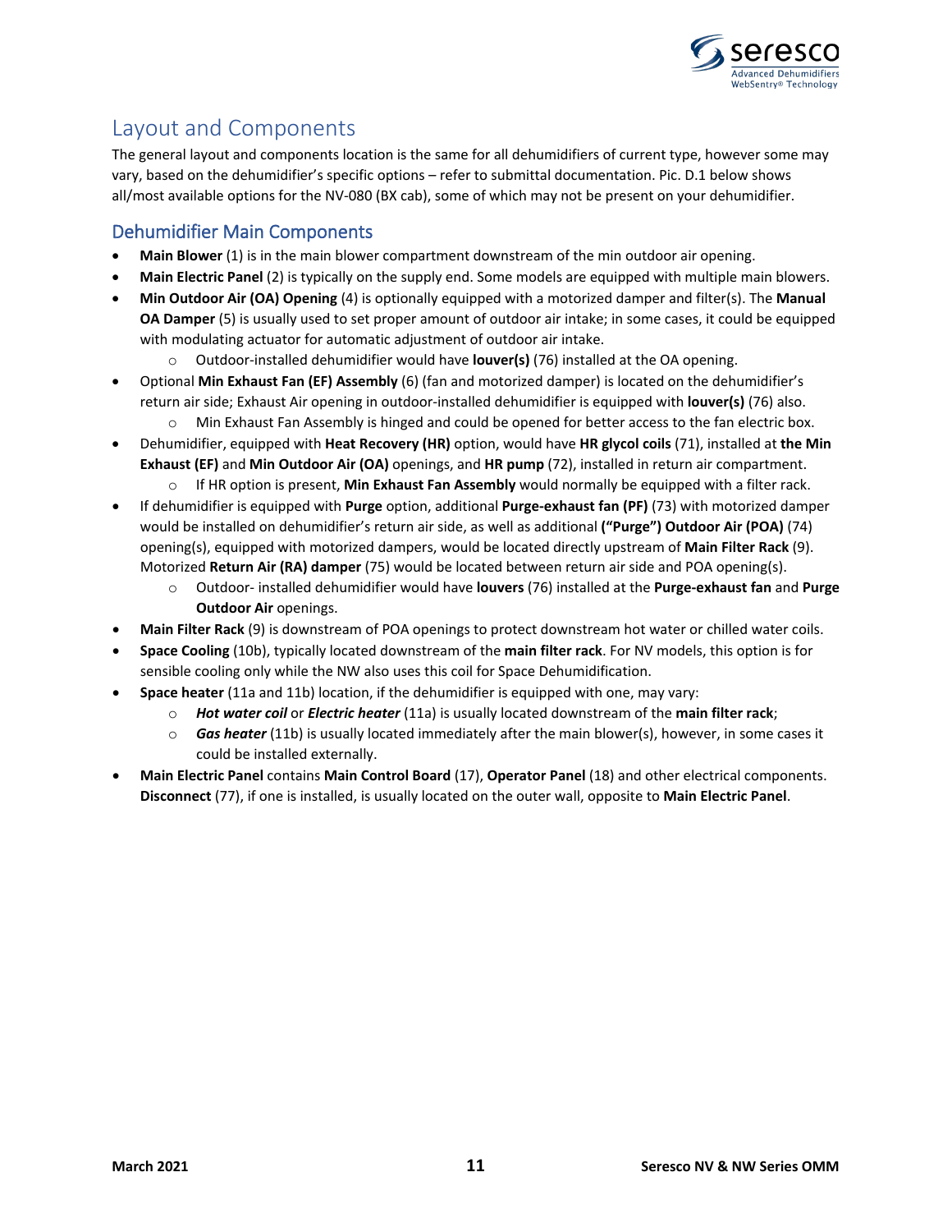# Layout and Components

The general layout and components location is the same for all dehumidifiers of current type, however some may vary, based on the dehumidifier's specific options – refer to submittal documentation. Pic. D.1 below shows all/most available options for the NV-080 (BX cab), some of which may not be present on your dehumidifier.

## Dehumidifier Main Components

- **Main Blower** (1) is in the main blower compartment downstream of the min outdoor air opening.
- **Main Electric Panel** (2) is typically on the supply end. Some models are equipped with multiple main blowers.
- **Min Outdoor Air (OA) Opening** (4) is optionally equipped with a motorized damper and filter(s). The **Manual OA Damper** (5) is usually used to set proper amount of outdoor air intake; in some cases, it could be equipped with modulating actuator for automatic adjustment of outdoor air intake.
  - Outdoor-installed dehumidifier would have **louver(s)** (76) installed at the OA opening.
- Optional **Min Exhaust Fan (EF) Assembly** (6) (fan and motorized damper) is located on the dehumidifier's return air side; Exhaust Air opening in outdoor-installed dehumidifier is equipped with **louver(s)** (76) also.
  - Min Exhaust Fan Assembly is hinged and could be opened for better access to the fan electric box.
- Dehumidifier, equipped with **Heat Recovery (HR)** option, would have **HR glycol coils** (71), installed at **the Min Exhaust (EF)** and **Min Outdoor Air (OA)** openings, and **HR pump** (72), installed in return air compartment.
  - If HR option is present, **Min Exhaust Fan Assembly** would normally be equipped with a filter rack.
- If dehumidifier is equipped with **Purge** option, additional **Purge-exhaust fan (PF)** (73) with motorized damper would be installed on dehumidifier's return air side, as well as additional **("Purge") Outdoor Air (POA)** (74) opening(s), equipped with motorized dampers, would be located directly upstream of **Main Filter Rack** (9). Motorized **Return Air (RA) damper** (75) would be located between return air side and POA opening(s).
  - Outdoor- installed dehumidifier would have **louvers** (76) installed at the **Purge-exhaust fan** and **Purge Outdoor Air** openings.
- **Main Filter Rack** (9) is downstream of POA openings to protect downstream hot water or chilled water coils.
- **Space Cooling** (10b), typically located downstream of the **main filter rack**. For NV models, this option is for sensible cooling only while the NW also uses this coil for Space Dehumidification.
- **Space heater** (11a and 11b) location, if the dehumidifier is equipped with one, may vary:
  - ***Hot water coil*** or ***Electric heater*** (11a) is usually located downstream of the **main filter rack**;
  - ***Gas heater*** (11b) is usually located immediately after the main blower(s), however, in some cases it could be installed externally.
- **Main Electric Panel** contains **Main Control Board** (17), **Operator Panel** (18) and other electrical components. **Disconnect** (77), if one is installed, is usually located on the outer wall, opposite to **Main Electric Panel**.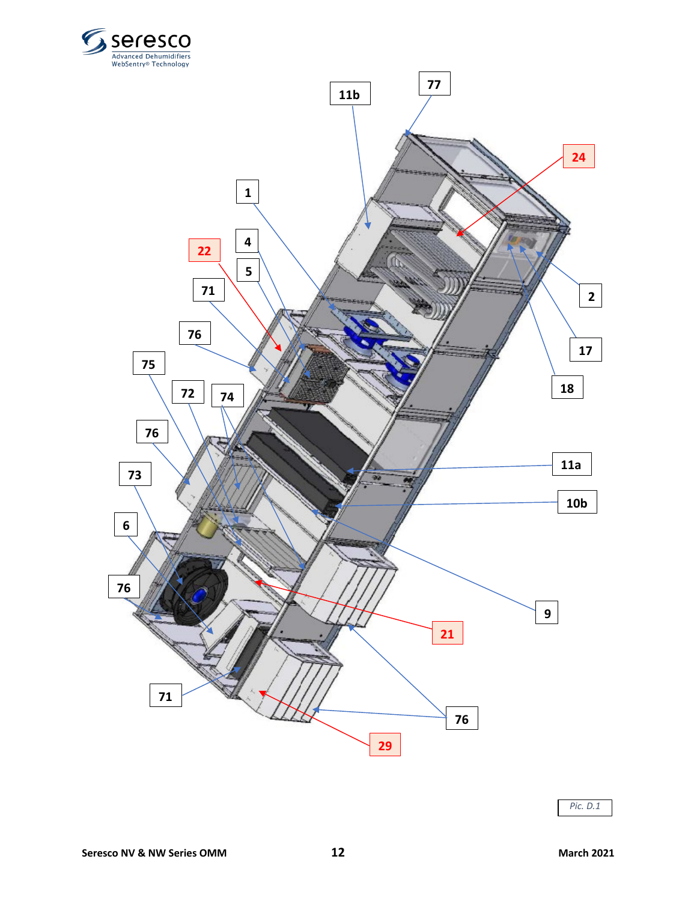Pic. D.1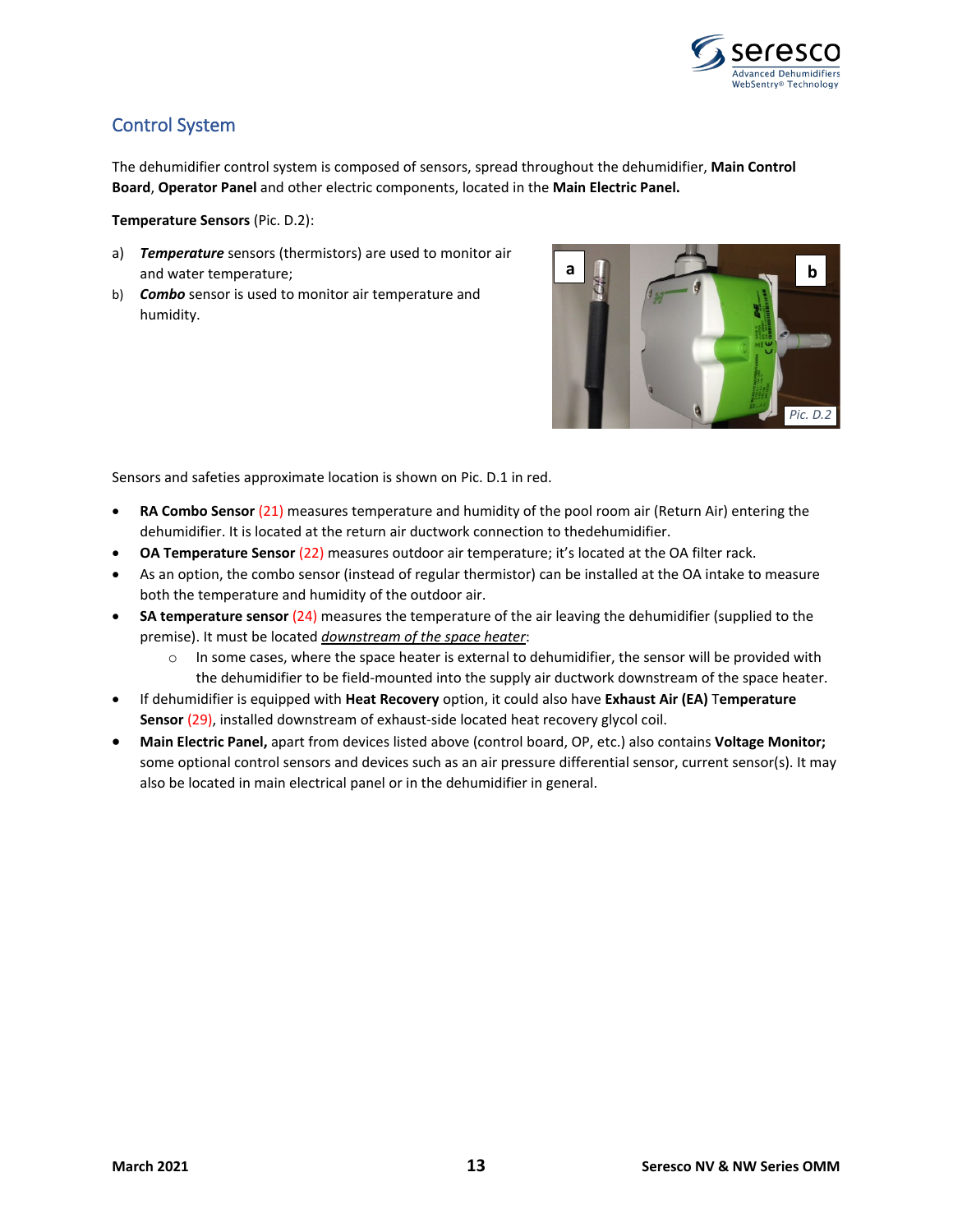## Control System

The dehumidifier control system is composed of sensors, spread throughout the dehumidifier, **Main Control Board**, **Operator Panel** and other electric components, located in the **Main Electric Panel.**

**Temperature Sensors** (Pic. D.2):

a) ***Temperature*** sensors (thermistors) are used to monitor air and water temperature;

b) ***Combo*** sensor is used to monitor air temperature and humidity.

*Pic. D.2*

Sensors and safeties approximate location is shown on Pic. D.1 in red.

- **RA Combo Sensor** (21) measures temperature and humidity of the pool room air (Return Air) entering the dehumidifier. It is located at the return air ductwork connection to thedehumidifier.
- **OA Temperature Sensor** (22) measures outdoor air temperature; it's located at the OA filter rack.
- As an option, the combo sensor (instead of regular thermistor) can be installed at the OA intake to measure both the temperature and humidity of the outdoor air.
- **SA temperature sensor** (24) measures the temperature of the air leaving the dehumidifier (supplied to the premise). It must be located *downstream of the space heater*:
    - In some cases, where the space heater is external to dehumidifier, the sensor will be provided with the dehumidifier to be field-mounted into the supply air ductwork downstream of the space heater.
- If dehumidifier is equipped with **Heat Recovery** option, it could also have **Exhaust Air (EA)** Temperature **Sensor** (29), installed downstream of exhaust-side located heat recovery glycol coil.
- **Main Electric Panel,** apart from devices listed above (control board, OP, etc.) also contains **Voltage Monitor;** some optional control sensors and devices such as an air pressure differential sensor, current sensor(s). It may also be located in main electrical panel or in the dehumidifier in general.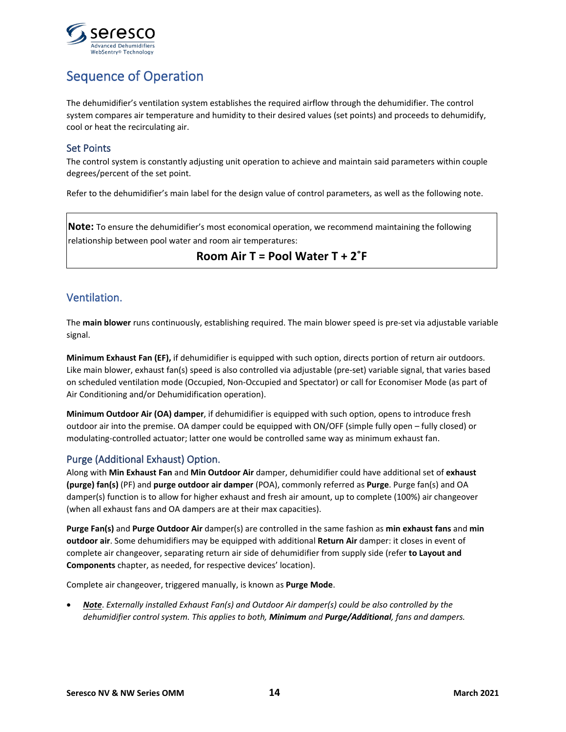# Sequence of Operation

The dehumidifier's ventilation system establishes the required airflow through the dehumidifier. The control system compares air temperature and humidity to their desired values (set points) and proceeds to dehumidify, cool or heat the recirculating air.

## Set Points

The control system is constantly adjusting unit operation to achieve and maintain said parameters within couple degrees/percent of the set point.

Refer to the dehumidifier's main label for the design value of control parameters, as well as the following note.

> **Note:** To ensure the dehumidifier's most economical operation, we recommend maintaining the following relationship between pool water and room air temperatures:
>
> **Room Air T = Pool Water T + 2˚F**

## Ventilation.

The **main blower** runs continuously, establishing required. The main blower speed is pre-set via adjustable variable signal.

**Minimum Exhaust Fan (EF),** if dehumidifier is equipped with such option, directs portion of return air outdoors. Like main blower, exhaust fan(s) speed is also controlled via adjustable (pre-set) variable signal, that varies based on scheduled ventilation mode (Occupied, Non-Occupied and Spectator) or call for Economiser Mode (as part of Air Conditioning and/or Dehumidification operation).

**Minimum Outdoor Air (OA) damper**, if dehumidifier is equipped with such option, opens to introduce fresh outdoor air into the premise. OA damper could be equipped with ON/OFF (simple fully open – fully closed) or modulating-controlled actuator; latter one would be controlled same way as minimum exhaust fan.

## Purge (Additional Exhaust) Option.

Along with **Min Exhaust Fan** and **Min Outdoor Air** damper, dehumidifier could have additional set of **exhaust (purge) fan(s)** (PF) and **purge outdoor air damper** (POA), commonly referred as **Purge**. Purge fan(s) and OA damper(s) function is to allow for higher exhaust and fresh air amount, up to complete (100%) air changeover (when all exhaust fans and OA dampers are at their max capacities).

**Purge Fan(s)** and **Purge Outdoor Air** damper(s) are controlled in the same fashion as **min exhaust fans** and **min outdoor air**. Some dehumidifiers may be equipped with additional **Return Air** damper: it closes in event of complete air changeover, separating return air side of dehumidifier from supply side (refer **to Layout and Components** chapter, as needed, for respective devices' location).

Complete air changeover, triggered manually, is known as **Purge Mode**.

- ***Note***. *Externally installed Exhaust Fan(s) and Outdoor Air damper(s) could be also controlled by the dehumidifier control system. This applies to both,* ***Minimum*** *and* ***Purge/Additional****, fans and dampers.*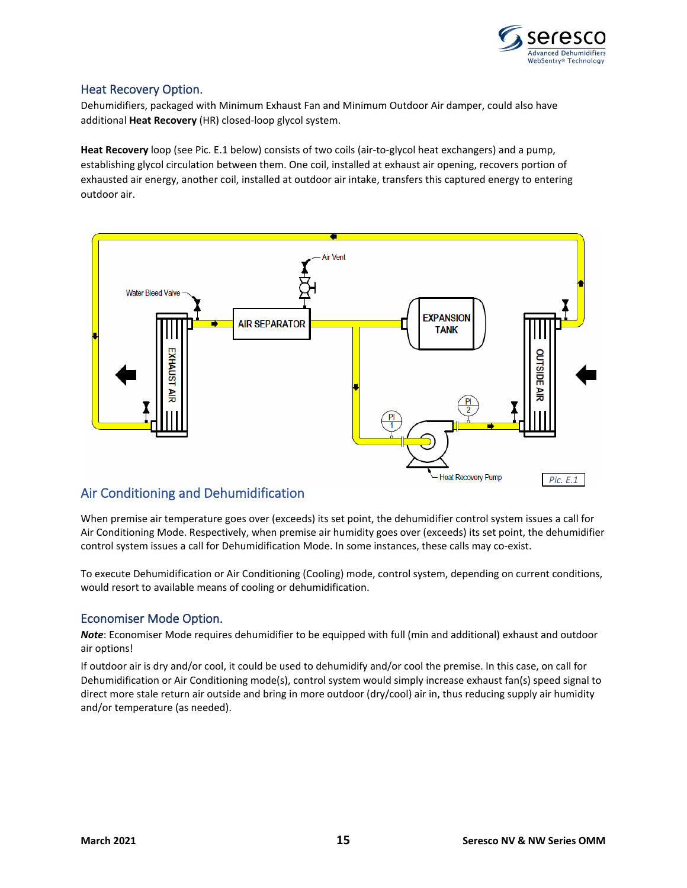## Heat Recovery Option.

Dehumidifiers, packaged with Minimum Exhaust Fan and Minimum Outdoor Air damper, could also have additional **Heat Recovery** (HR) closed-loop glycol system.

**Heat Recovery** loop (see Pic. E.1 below) consists of two coils (air-to-glycol heat exchangers) and a pump, establishing glycol circulation between them. One coil, installed at exhaust air opening, recovers portion of exhausted air energy, another coil, installed at outdoor air intake, transfers this captured energy to entering outdoor air.

*Pic. E.1*

## Air Conditioning and Dehumidification

When premise air temperature goes over (exceeds) its set point, the dehumidifier control system issues a call for Air Conditioning Mode. Respectively, when premise air humidity goes over (exceeds) its set point, the dehumidifier control system issues a call for Dehumidification Mode. In some instances, these calls may co-exist.

To execute Dehumidification or Air Conditioning (Cooling) mode, control system, depending on current conditions, would resort to available means of cooling or dehumidification.

## Economiser Mode Option.

***Note***: Economiser Mode requires dehumidifier to be equipped with full (min and additional) exhaust and outdoor air options!

If outdoor air is dry and/or cool, it could be used to dehumidify and/or cool the premise. In this case, on call for Dehumidification or Air Conditioning mode(s), control system would simply increase exhaust fan(s) speed signal to direct more stale return air outside and bring in more outdoor (dry/cool) air in, thus reducing supply air humidity and/or temperature (as needed).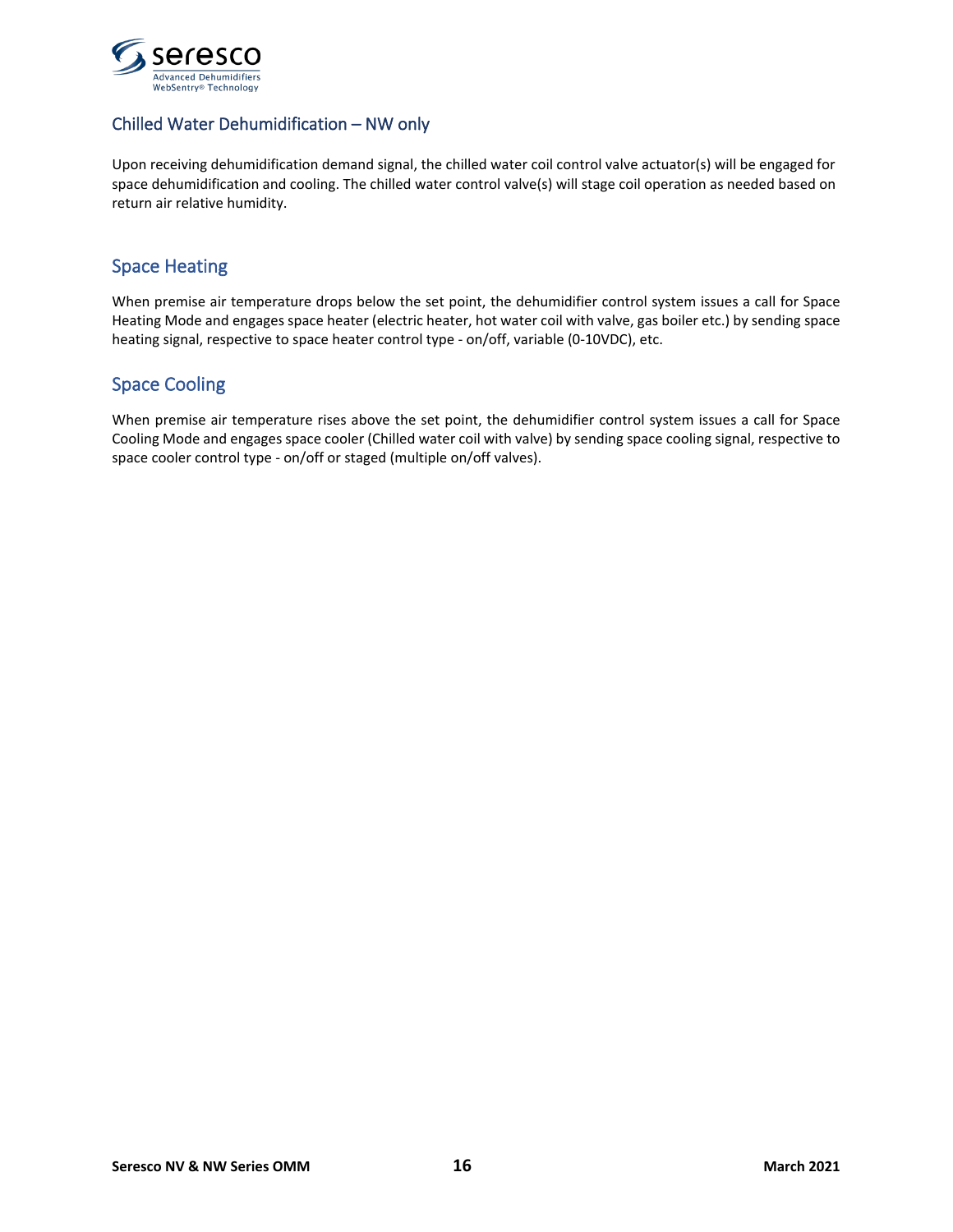## Chilled Water Dehumidification – NW only

Upon receiving dehumidification demand signal, the chilled water coil control valve actuator(s) will be engaged for space dehumidification and cooling. The chilled water control valve(s) will stage coil operation as needed based on return air relative humidity.

## Space Heating

When premise air temperature drops below the set point, the dehumidifier control system issues a call for Space Heating Mode and engages space heater (electric heater, hot water coil with valve, gas boiler etc.) by sending space heating signal, respective to space heater control type - on/off, variable (0-10VDC), etc.

## Space Cooling

When premise air temperature rises above the set point, the dehumidifier control system issues a call for Space Cooling Mode and engages space cooler (Chilled water coil with valve) by sending space cooling signal, respective to space cooler control type - on/off or staged (multiple on/off valves).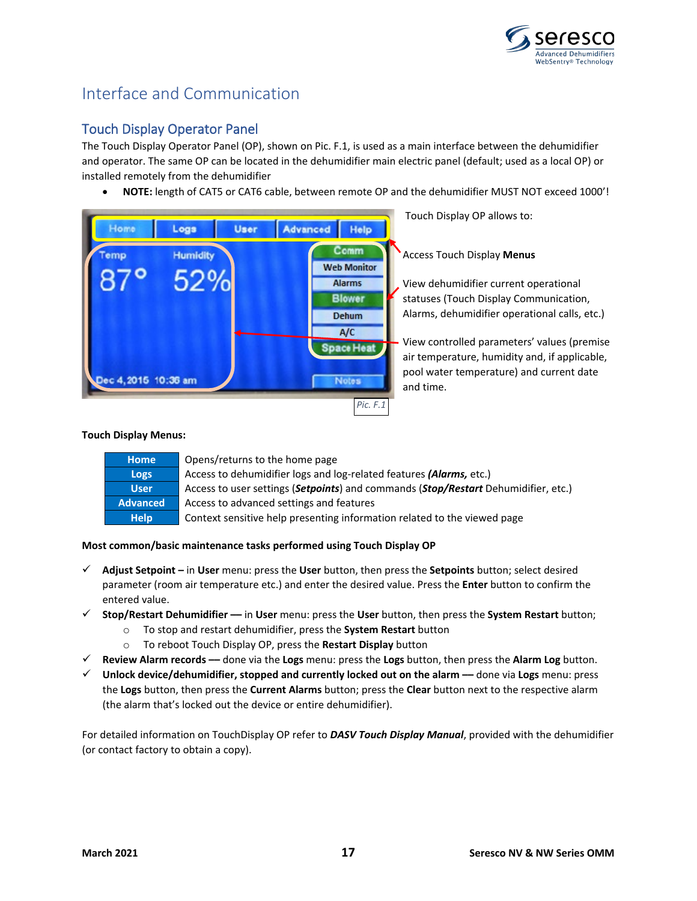# Interface and Communication

## Touch Display Operator Panel

The Touch Display Operator Panel (OP), shown on Pic. F.1, is used as a main interface between the dehumidifier and operator. The same OP can be located in the dehumidifier main electric panel (default; used as a local OP) or installed remotely from the dehumidifier

- **NOTE:** length of CAT5 or CAT6 cable, between remote OP and the dehumidifier MUST NOT exceed 1000'!

Pic. F.1

Touch Display OP allows to:

Access Touch Display **Menus**

View dehumidifier current operational statuses (Touch Display Communication, Alarms, dehumidifier operational calls, etc.)

View controlled parameters' values (premise air temperature, humidity and, if applicable, pool water temperature) and current date and time.

**Touch Display Menus:**

| | |
|---|---|
| **Home** | Opens/returns to the home page |
| **Logs** | Access to dehumidifier logs and log-related features ***(Alarms,*** etc.) |
| **User** | Access to user settings (***Setpoints***) and commands (***Stop/Restart*** Dehumidifier, etc.) |
| **Advanced** | Access to advanced settings and features |
| **Help** | Context sensitive help presenting information related to the viewed page |

**Most common/basic maintenance tasks performed using Touch Display OP**

- ✓ **Adjust Setpoint –** in **User** menu: press the **User** button, then press the **Setpoints** button; select desired parameter (room air temperature etc.) and enter the desired value. Press the **Enter** button to confirm the entered value.
- ✓ **Stop/Restart Dehumidifier —** in **User** menu: press the **User** button, then press the **System Restart** button;
  - To stop and restart dehumidifier, press the **System Restart** button
  - To reboot Touch Display OP, press the **Restart Display** button
- ✓ **Review Alarm records —** done via the **Logs** menu: press the **Logs** button, then press the **Alarm Log** button.
- ✓ **Unlock device/dehumidifier, stopped and currently locked out on the alarm —** done via **Logs** menu: press the **Logs** button, then press the **Current Alarms** button; press the **Clear** button next to the respective alarm (the alarm that's locked out the device or entire dehumidifier).

For detailed information on TouchDisplay OP refer to ***DASV Touch Display Manual***, provided with the dehumidifier (or contact factory to obtain a copy).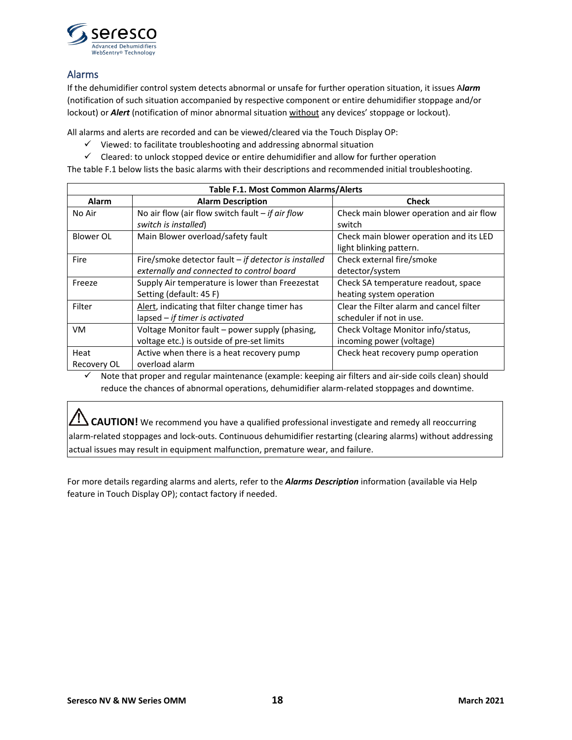## Alarms

If the dehumidifier control system detects abnormal or unsafe for further operation situation, it issues A***larm*** (notification of such situation accompanied by respective component or entire dehumidifier stoppage and/or lockout) or ***Alert*** (notification of minor abnormal situation without any devices' stoppage or lockout).

All alarms and alerts are recorded and can be viewed/cleared via the Touch Display OP:

- ✓ Viewed: to facilitate troubleshooting and addressing abnormal situation
- ✓ Cleared: to unlock stopped device or entire dehumidifier and allow for further operation

The table F.1 below lists the basic alarms with their descriptions and recommended initial troubleshooting.

**Table F.1. Most Common Alarms/Alerts**

| Alarm | Alarm Description | Check |
|---|---|---|
| No Air | No air flow (air flow switch fault – *if air flow switch is installed*) | Check main blower operation and air flow switch |
| Blower OL | Main Blower overload/safety fault | Check main blower operation and its LED light blinking pattern. |
| Fire | Fire/smoke detector fault – *if detector is installed externally and connected to control board* | Check external fire/smoke detector/system |
| Freeze | Supply Air temperature is lower than Freezestat Setting (default: 45 F) | Check SA temperature readout, space heating system operation |
| Filter | Alert, indicating that filter change timer has lapsed – *if timer is activated* | Clear the Filter alarm and cancel filter scheduler if not in use. |
| VM | Voltage Monitor fault – power supply (phasing, voltage etc.) is outside of pre-set limits | Check Voltage Monitor info/status, incoming power (voltage) |
| Heat Recovery OL | Active when there is a heat recovery pump overload alarm | Check heat recovery pump operation |

- ✓ Note that proper and regular maintenance (example: keeping air filters and air-side coils clean) should reduce the chances of abnormal operations, dehumidifier alarm-related stoppages and downtime.

> ⚠ **CAUTION!** We recommend you have a qualified professional investigate and remedy all reoccurring alarm-related stoppages and lock-outs. Continuous dehumidifier restarting (clearing alarms) without addressing actual issues may result in equipment malfunction, premature wear, and failure.

For more details regarding alarms and alerts, refer to the ***Alarms Description*** information (available via Help feature in Touch Display OP); contact factory if needed.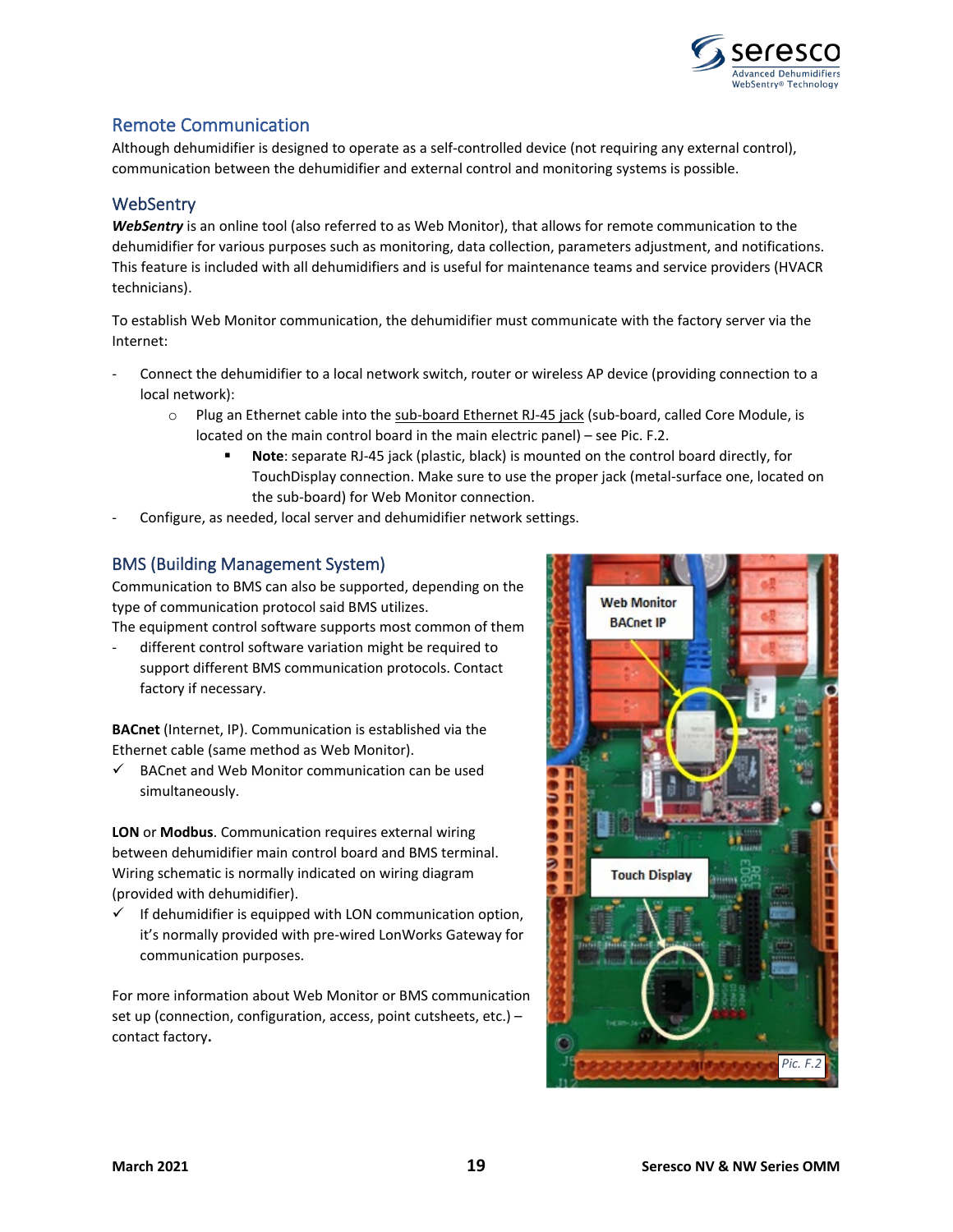## Remote Communication

Although dehumidifier is designed to operate as a self-controlled device (not requiring any external control), communication between the dehumidifier and external control and monitoring systems is possible.

### WebSentry

***WebSentry*** is an online tool (also referred to as Web Monitor), that allows for remote communication to the dehumidifier for various purposes such as monitoring, data collection, parameters adjustment, and notifications. This feature is included with all dehumidifiers and is useful for maintenance teams and service providers (HVACR technicians).

To establish Web Monitor communication, the dehumidifier must communicate with the factory server via the Internet:

- Connect the dehumidifier to a local network switch, router or wireless AP device (providing connection to a local network):
  - Plug an Ethernet cable into the sub-board Ethernet RJ-45 jack (sub-board, called Core Module, is located on the main control board in the main electric panel) – see Pic. F.2.
    - **Note**: separate RJ-45 jack (plastic, black) is mounted on the control board directly, for TouchDisplay connection. Make sure to use the proper jack (metal-surface one, located on the sub-board) for Web Monitor connection.
- Configure, as needed, local server and dehumidifier network settings.

### BMS (Building Management System)

Communication to BMS can also be supported, depending on the type of communication protocol said BMS utilizes.
The equipment control software supports most common of them

- different control software variation might be required to support different BMS communication protocols. Contact factory if necessary.

**BACnet** (Internet, IP). Communication is established via the Ethernet cable (same method as Web Monitor).

- ✓ BACnet and Web Monitor communication can be used simultaneously.

**LON** or **Modbus**. Communication requires external wiring between dehumidifier main control board and BMS terminal. Wiring schematic is normally indicated on wiring diagram (provided with dehumidifier).

- ✓ If dehumidifier is equipped with LON communication option, it's normally provided with pre-wired LonWorks Gateway for communication purposes.

For more information about Web Monitor or BMS communication set up (connection, configuration, access, point cutsheets, etc.) – contact factory.

Web Monitor BACnet IP

Touch Display

Pic. F.2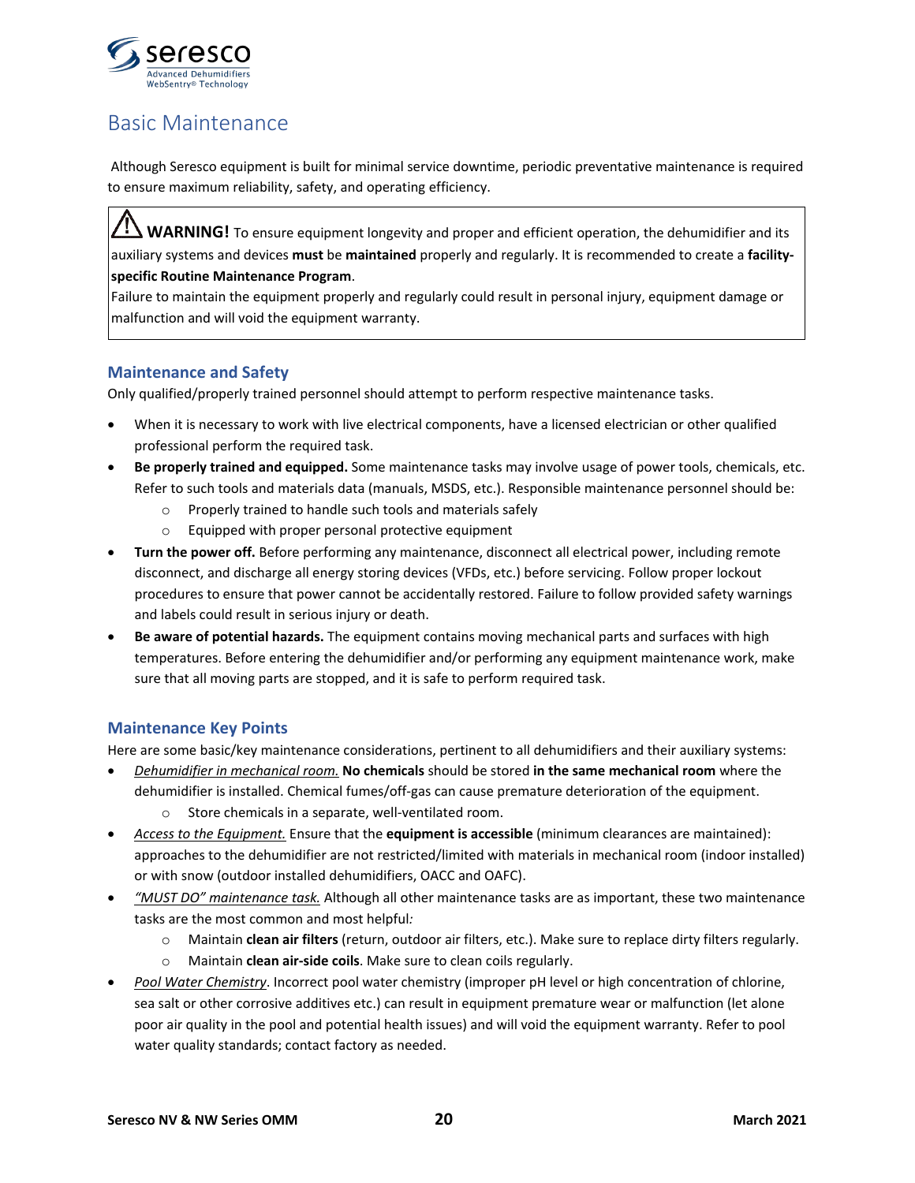# Basic Maintenance

Although Seresco equipment is built for minimal service downtime, periodic preventative maintenance is required to ensure maximum reliability, safety, and operating efficiency.

> ⚠ **WARNING!** To ensure equipment longevity and proper and efficient operation, the dehumidifier and its auxiliary systems and devices **must** be **maintained** properly and regularly. It is recommended to create a **facility-specific Routine Maintenance Program**.
> Failure to maintain the equipment properly and regularly could result in personal injury, equipment damage or malfunction and will void the equipment warranty.

## Maintenance and Safety

Only qualified/properly trained personnel should attempt to perform respective maintenance tasks.

- When it is necessary to work with live electrical components, have a licensed electrician or other qualified professional perform the required task.
- **Be properly trained and equipped.** Some maintenance tasks may involve usage of power tools, chemicals, etc. Refer to such tools and materials data (manuals, MSDS, etc.). Responsible maintenance personnel should be:
  - Properly trained to handle such tools and materials safely
  - Equipped with proper personal protective equipment
- **Turn the power off.** Before performing any maintenance, disconnect all electrical power, including remote disconnect, and discharge all energy storing devices (VFDs, etc.) before servicing. Follow proper lockout procedures to ensure that power cannot be accidentally restored. Failure to follow provided safety warnings and labels could result in serious injury or death.
- **Be aware of potential hazards.** The equipment contains moving mechanical parts and surfaces with high temperatures. Before entering the dehumidifier and/or performing any equipment maintenance work, make sure that all moving parts are stopped, and it is safe to perform required task.

## Maintenance Key Points

Here are some basic/key maintenance considerations, pertinent to all dehumidifiers and their auxiliary systems:

- *Dehumidifier in mechanical room.* **No chemicals** should be stored **in the same mechanical room** where the dehumidifier is installed. Chemical fumes/off-gas can cause premature deterioration of the equipment.
  - Store chemicals in a separate, well-ventilated room.
- *Access to the Equipment.* Ensure that the **equipment is accessible** (minimum clearances are maintained): approaches to the dehumidifier are not restricted/limited with materials in mechanical room (indoor installed) or with snow (outdoor installed dehumidifiers, OACC and OAFC).
- *"MUST DO" maintenance task.* Although all other maintenance tasks are as important, these two maintenance tasks are the most common and most helpful:
  - Maintain **clean air filters** (return, outdoor air filters, etc.). Make sure to replace dirty filters regularly.
  - Maintain **clean air-side coils**. Make sure to clean coils regularly.
- *Pool Water Chemistry*. Incorrect pool water chemistry (improper pH level or high concentration of chlorine, sea salt or other corrosive additives etc.) can result in equipment premature wear or malfunction (let alone poor air quality in the pool and potential health issues) and will void the equipment warranty. Refer to pool water quality standards; contact factory as needed.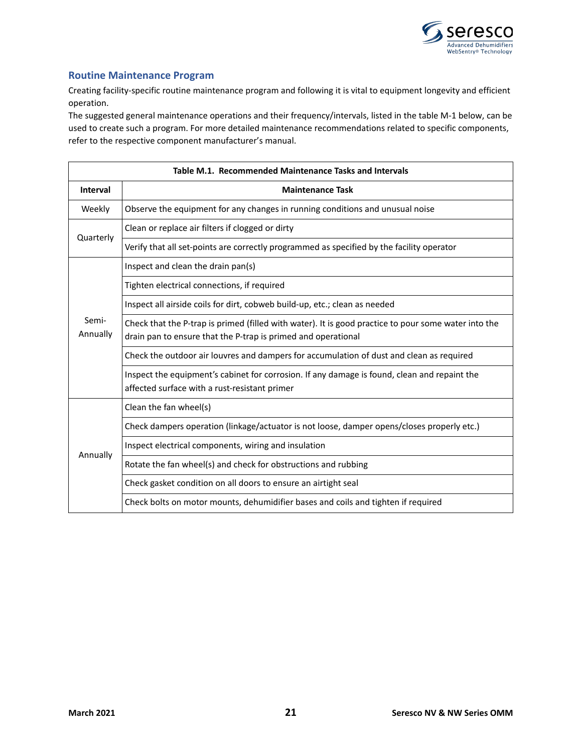## Routine Maintenance Program

Creating facility-specific routine maintenance program and following it is vital to equipment longevity and efficient operation.

The suggested general maintenance operations and their frequency/intervals, listed in the table M-1 below, can be used to create such a program. For more detailed maintenance recommendations related to specific components, refer to the respective component manufacturer's manual.

**Table M.1. Recommended Maintenance Tasks and Intervals**

| Interval | Maintenance Task |
|---|---|
| Weekly | Observe the equipment for any changes in running conditions and unusual noise |
| Quarterly | Clean or replace air filters if clogged or dirty |
| | Verify that all set-points are correctly programmed as specified by the facility operator |
| Semi-Annually | Inspect and clean the drain pan(s) |
| | Tighten electrical connections, if required |
| | Inspect all airside coils for dirt, cobweb build-up, etc.; clean as needed |
| | Check that the P-trap is primed (filled with water). It is good practice to pour some water into the drain pan to ensure that the P-trap is primed and operational |
| | Check the outdoor air louvres and dampers for accumulation of dust and clean as required |
| | Inspect the equipment's cabinet for corrosion. If any damage is found, clean and repaint the affected surface with a rust-resistant primer |
| Annually | Clean the fan wheel(s) |
| | Check dampers operation (linkage/actuator is not loose, damper opens/closes properly etc.) |
| | Inspect electrical components, wiring and insulation |
| | Rotate the fan wheel(s) and check for obstructions and rubbing |
| | Check gasket condition on all doors to ensure an airtight seal |
| | Check bolts on motor mounts, dehumidifier bases and coils and tighten if required |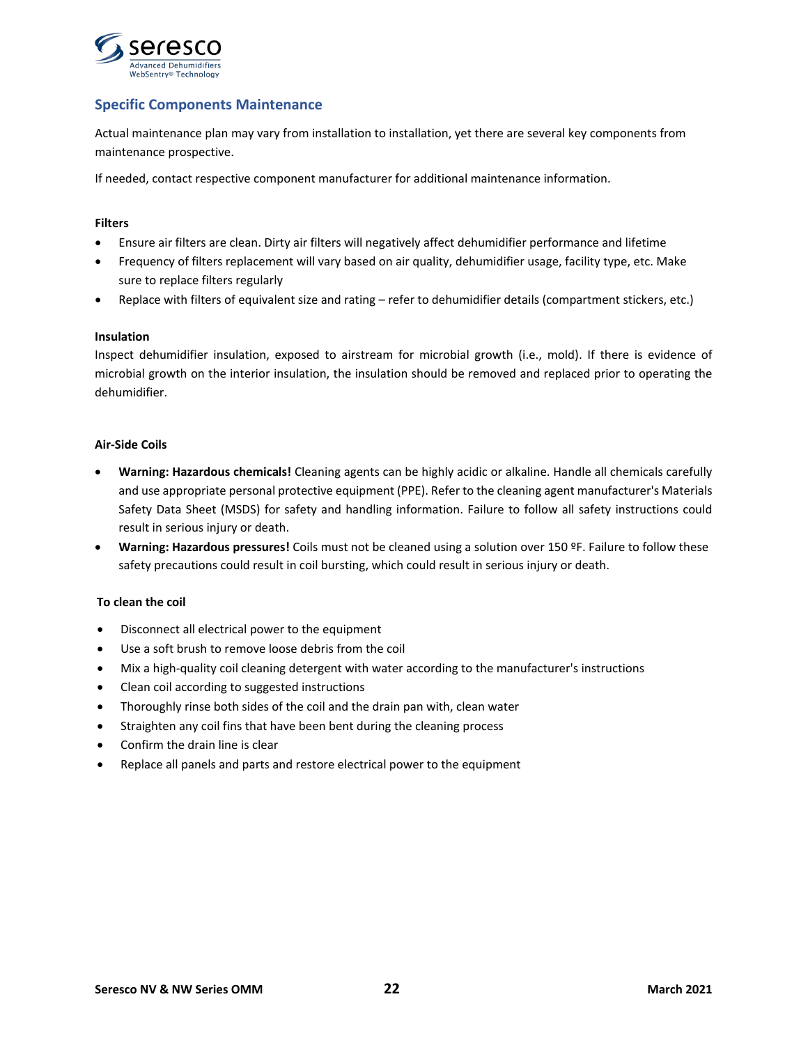## Specific Components Maintenance

Actual maintenance plan may vary from installation to installation, yet there are several key components from maintenance prospective.

If needed, contact respective component manufacturer for additional maintenance information.

### Filters

- Ensure air filters are clean. Dirty air filters will negatively affect dehumidifier performance and lifetime
- Frequency of filters replacement will vary based on air quality, dehumidifier usage, facility type, etc. Make sure to replace filters regularly
- Replace with filters of equivalent size and rating – refer to dehumidifier details (compartment stickers, etc.)

### Insulation

Inspect dehumidifier insulation, exposed to airstream for microbial growth (i.e., mold). If there is evidence of microbial growth on the interior insulation, the insulation should be removed and replaced prior to operating the dehumidifier.

### Air-Side Coils

- **Warning: Hazardous chemicals!** Cleaning agents can be highly acidic or alkaline. Handle all chemicals carefully and use appropriate personal protective equipment (PPE). Refer to the cleaning agent manufacturer's Materials Safety Data Sheet (MSDS) for safety and handling information. Failure to follow all safety instructions could result in serious injury or death.
- **Warning: Hazardous pressures!** Coils must not be cleaned using a solution over 150 ºF. Failure to follow these safety precautions could result in coil bursting, which could result in serious injury or death.

### To clean the coil

- Disconnect all electrical power to the equipment
- Use a soft brush to remove loose debris from the coil
- Mix a high-quality coil cleaning detergent with water according to the manufacturer's instructions
- Clean coil according to suggested instructions
- Thoroughly rinse both sides of the coil and the drain pan with, clean water
- Straighten any coil fins that have been bent during the cleaning process
- Confirm the drain line is clear
- Replace all panels and parts and restore electrical power to the equipment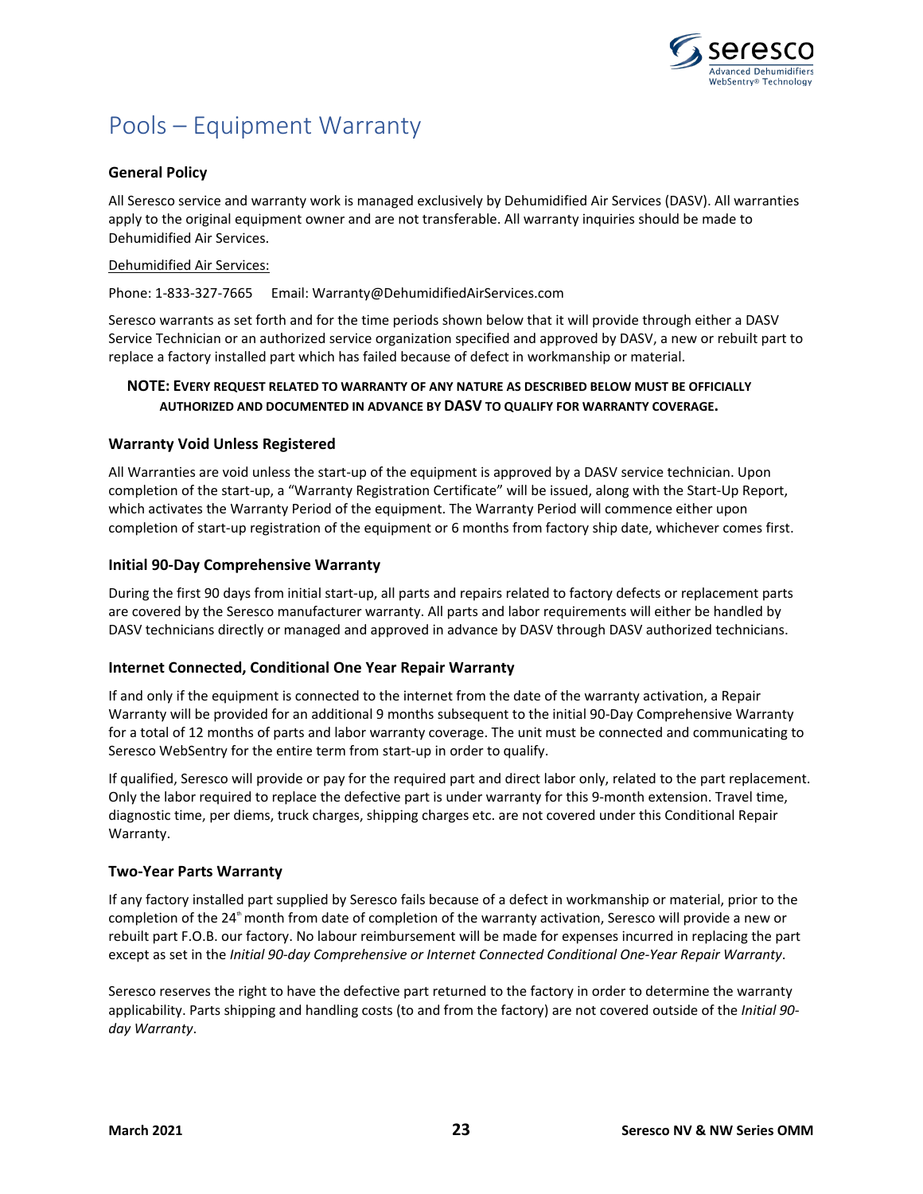# Pools – Equipment Warranty

### General Policy

All Seresco service and warranty work is managed exclusively by Dehumidified Air Services (DASV). All warranties apply to the original equipment owner and are not transferable. All warranty inquiries should be made to Dehumidified Air Services.

Dehumidified Air Services:

Phone: 1-833-327-7665   Email: Warranty@DehumidifiedAirServices.com

Seresco warrants as set forth and for the time periods shown below that it will provide through either a DASV Service Technician or an authorized service organization specified and approved by DASV, a new or rebuilt part to replace a factory installed part which has failed because of defect in workmanship or material.

**NOTE: EVERY REQUEST RELATED TO WARRANTY OF ANY NATURE AS DESCRIBED BELOW MUST BE OFFICIALLY AUTHORIZED AND DOCUMENTED IN ADVANCE BY DASV TO QUALIFY FOR WARRANTY COVERAGE.**

### Warranty Void Unless Registered

All Warranties are void unless the start-up of the equipment is approved by a DASV service technician. Upon completion of the start-up, a "Warranty Registration Certificate" will be issued, along with the Start-Up Report, which activates the Warranty Period of the equipment. The Warranty Period will commence either upon completion of start-up registration of the equipment or 6 months from factory ship date, whichever comes first.

### Initial 90-Day Comprehensive Warranty

During the first 90 days from initial start-up, all parts and repairs related to factory defects or replacement parts are covered by the Seresco manufacturer warranty. All parts and labor requirements will either be handled by DASV technicians directly or managed and approved in advance by DASV through DASV authorized technicians.

### Internet Connected, Conditional One Year Repair Warranty

If and only if the equipment is connected to the internet from the date of the warranty activation, a Repair Warranty will be provided for an additional 9 months subsequent to the initial 90-Day Comprehensive Warranty for a total of 12 months of parts and labor warranty coverage. The unit must be connected and communicating to Seresco WebSentry for the entire term from start-up in order to qualify.

If qualified, Seresco will provide or pay for the required part and direct labor only, related to the part replacement. Only the labor required to replace the defective part is under warranty for this 9-month extension. Travel time, diagnostic time, per diems, truck charges, shipping charges etc. are not covered under this Conditional Repair Warranty.

### Two-Year Parts Warranty

If any factory installed part supplied by Seresco fails because of a defect in workmanship or material, prior to the completion of the 24th month from date of completion of the warranty activation, Seresco will provide a new or rebuilt part F.O.B. our factory. No labour reimbursement will be made for expenses incurred in replacing the part except as set in the *Initial 90-day Comprehensive or Internet Connected Conditional One-Year Repair Warranty*.

Seresco reserves the right to have the defective part returned to the factory in order to determine the warranty applicability. Parts shipping and handling costs (to and from the factory) are not covered outside of the *Initial 90-day Warranty*.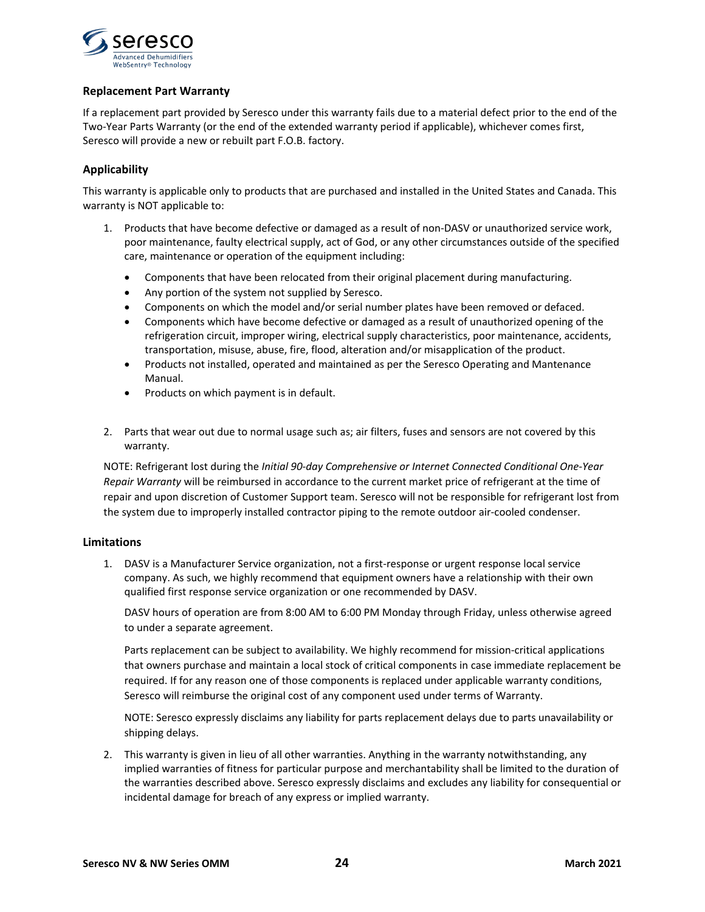### Replacement Part Warranty

If a replacement part provided by Seresco under this warranty fails due to a material defect prior to the end of the Two-Year Parts Warranty (or the end of the extended warranty period if applicable), whichever comes first, Seresco will provide a new or rebuilt part F.O.B. factory.

### Applicability

This warranty is applicable only to products that are purchased and installed in the United States and Canada. This warranty is NOT applicable to:

1. Products that have become defective or damaged as a result of non-DASV or unauthorized service work, poor maintenance, faulty electrical supply, act of God, or any other circumstances outside of the specified care, maintenance or operation of the equipment including:
   - Components that have been relocated from their original placement during manufacturing.
   - Any portion of the system not supplied by Seresco.
   - Components on which the model and/or serial number plates have been removed or defaced.
   - Components which have become defective or damaged as a result of unauthorized opening of the refrigeration circuit, improper wiring, electrical supply characteristics, poor maintenance, accidents, transportation, misuse, abuse, fire, flood, alteration and/or misapplication of the product.
   - Products not installed, operated and maintained as per the Seresco Operating and Mantenance Manual.
   - Products on which payment is in default.

2. Parts that wear out due to normal usage such as; air filters, fuses and sensors are not covered by this warranty.

   NOTE: Refrigerant lost during the *Initial 90-day Comprehensive or Internet Connected Conditional One-Year Repair Warranty* will be reimbursed in accordance to the current market price of refrigerant at the time of repair and upon discretion of Customer Support team. Seresco will not be responsible for refrigerant lost from the system due to improperly installed contractor piping to the remote outdoor air-cooled condenser.

### Limitations

1. DASV is a Manufacturer Service organization, not a first-response or urgent response local service company. As such, we highly recommend that equipment owners have a relationship with their own qualified first response service organization or one recommended by DASV.

   DASV hours of operation are from 8:00 AM to 6:00 PM Monday through Friday, unless otherwise agreed to under a separate agreement.

   Parts replacement can be subject to availability. We highly recommend for mission-critical applications that owners purchase and maintain a local stock of critical components in case immediate replacement be required. If for any reason one of those components is replaced under applicable warranty conditions, Seresco will reimburse the original cost of any component used under terms of Warranty.

   NOTE: Seresco expressly disclaims any liability for parts replacement delays due to parts unavailability or shipping delays.

2. This warranty is given in lieu of all other warranties. Anything in the warranty notwithstanding, any implied warranties of fitness for particular purpose and merchantability shall be limited to the duration of the warranties described above. Seresco expressly disclaims and excludes any liability for consequential or incidental damage for breach of any express or implied warranty.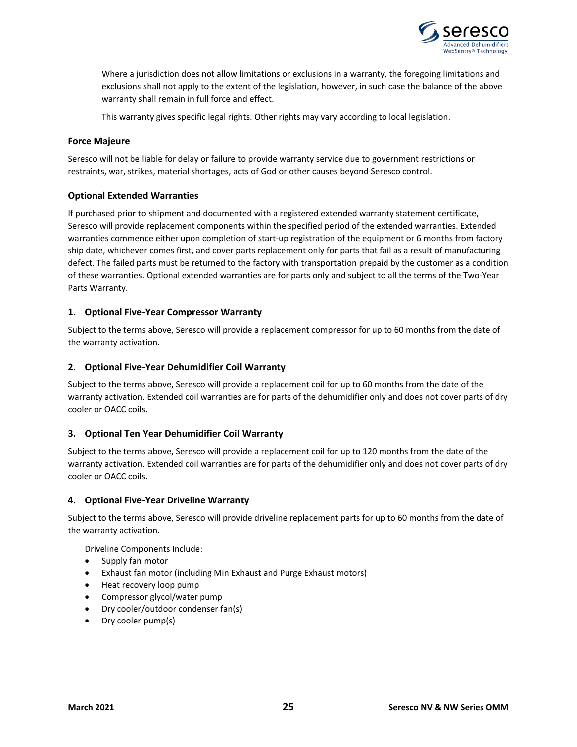Where a jurisdiction does not allow limitations or exclusions in a warranty, the foregoing limitations and exclusions shall not apply to the extent of the legislation, however, in such case the balance of the above warranty shall remain in full force and effect.

This warranty gives specific legal rights. Other rights may vary according to local legislation.

### Force Majeure

Seresco will not be liable for delay or failure to provide warranty service due to government restrictions or restraints, war, strikes, material shortages, acts of God or other causes beyond Seresco control.

### Optional Extended Warranties

If purchased prior to shipment and documented with a registered extended warranty statement certificate, Seresco will provide replacement components within the specified period of the extended warranties. Extended warranties commence either upon completion of start-up registration of the equipment or 6 months from factory ship date, whichever comes first, and cover parts replacement only for parts that fail as a result of manufacturing defect. The failed parts must be returned to the factory with transportation prepaid by the customer as a condition of these warranties. Optional extended warranties are for parts only and subject to all the terms of the Two-Year Parts Warranty.

#### 1. Optional Five-Year Compressor Warranty

Subject to the terms above, Seresco will provide a replacement compressor for up to 60 months from the date of the warranty activation.

#### 2. Optional Five-Year Dehumidifier Coil Warranty

Subject to the terms above, Seresco will provide a replacement coil for up to 60 months from the date of the warranty activation. Extended coil warranties are for parts of the dehumidifier only and does not cover parts of dry cooler or OACC coils.

#### 3. Optional Ten Year Dehumidifier Coil Warranty

Subject to the terms above, Seresco will provide a replacement coil for up to 120 months from the date of the warranty activation. Extended coil warranties are for parts of the dehumidifier only and does not cover parts of dry cooler or OACC coils.

#### 4. Optional Five-Year Driveline Warranty

Subject to the terms above, Seresco will provide driveline replacement parts for up to 60 months from the date of the warranty activation.

Driveline Components Include:

- Supply fan motor
- Exhaust fan motor (including Min Exhaust and Purge Exhaust motors)
- Heat recovery loop pump
- Compressor glycol/water pump
- Dry cooler/outdoor condenser fan(s)
- Dry cooler pump(s)